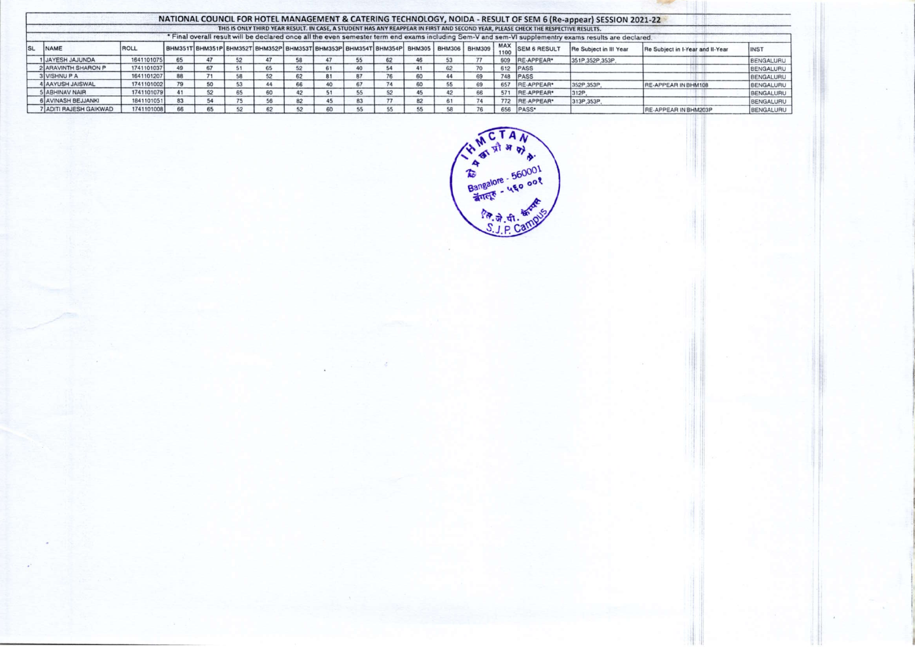# NATIONAL COUNCIL FOR HOTEL MANAGEMENT & CATERING TECHNOLOGY, NOIDA - RESULT OF SEM 6 (Re-appear) SESSION 2021-22

THIS IS ONLY THIRD YEAR RESULT. IN CASE, A STUDENT HAS ANY REAPPEAR IN FIRST AND SECOND YEAR, PLEASE CHECK THE RESPECTIVE RESULTS.

* Final overall result will be declared once all the even semester term end exams including Sem-V and sem-VI supplementry exams results are declared.

| SL | NAME | ROLL | BHM351T | BHM351P | BHM352T | BHM352P | BHM353T | BHM353P | BHM354T | BHM354P | BHM305 | BHM306 | BHM309 | MAX 1100 | SEM 6 RESULT | Re Subject in III Year | Re Subject in I-Year and II-Year | INST |
|---|---|---|---|---|---|---|---|---|---|---|---|---|---|---|---|---|---|---|
| 1 | JAYESH JAJUNDA | 1641101075 | 65 | 47 | 52 | 47 | 58 | 47 | 55 | 62 | 46 | 53 | 77 | 609 | RE-APPEAR* | 351P,352P,353P, | | BENGALURU |
| 2 | ARAVINTH SHARON P | 1741101037 | 49 | 67 | 51 | 65 | 52 | 61 | 40 | 54 | 41 | 62 | 70 | 612 | PASS | | | BENGALURU |
| 3 | VISHNU P A | 1641101207 | 88 | 71 | 58 | 52 | 62 | 81 | 87 | 76 | 60 | 44 | 69 | 748 | PASS | | | BENGALURU |
| 4 | AAYUSH JAISWAL | 1741101002 | 79 | 50 | 53 | 44 | 66 | 40 | 67 | 74 | 60 | 55 | 69 | 657 | RE-APPEAR* | 352P,353P, | RE-APPEAR IN BHM108 | BENGALURU |
| 5 | ABHINAV NAIR | 1741101079 | 41 | 52 | 65 | 60 | 42 | 51 | 55 | 52 | 45 | 42 | 66 | 571 | RE-APPEAR* | 312P, | | BENGALURU |
| 6 | AVINASH BEJJANKI | 1841101051 | 83 | 54 | 75 | 56 | 82 | 45 | 83 | 77 | 82 | 61 | 74 | 772 | RE-APPEAR* | 313P,353P, | | BENGALURU |
| 7 | ADITI RAJESH GAIKWAD | 1741101008 | 66 | 65 | 52 | 62 | 52 | 60 | 55 | 55 | 55 | 58 | 76 | 656 | PASS* | | RE-APPEAR IN BHM203P | BENGALURU |

IHMCTAN
हो प्र खा प्रौ अ पो सं
Bangalore - 560001
बेंगलूरु - ५६० ००१
एस.जे.पी. कैम्पस
S.J.P. Campus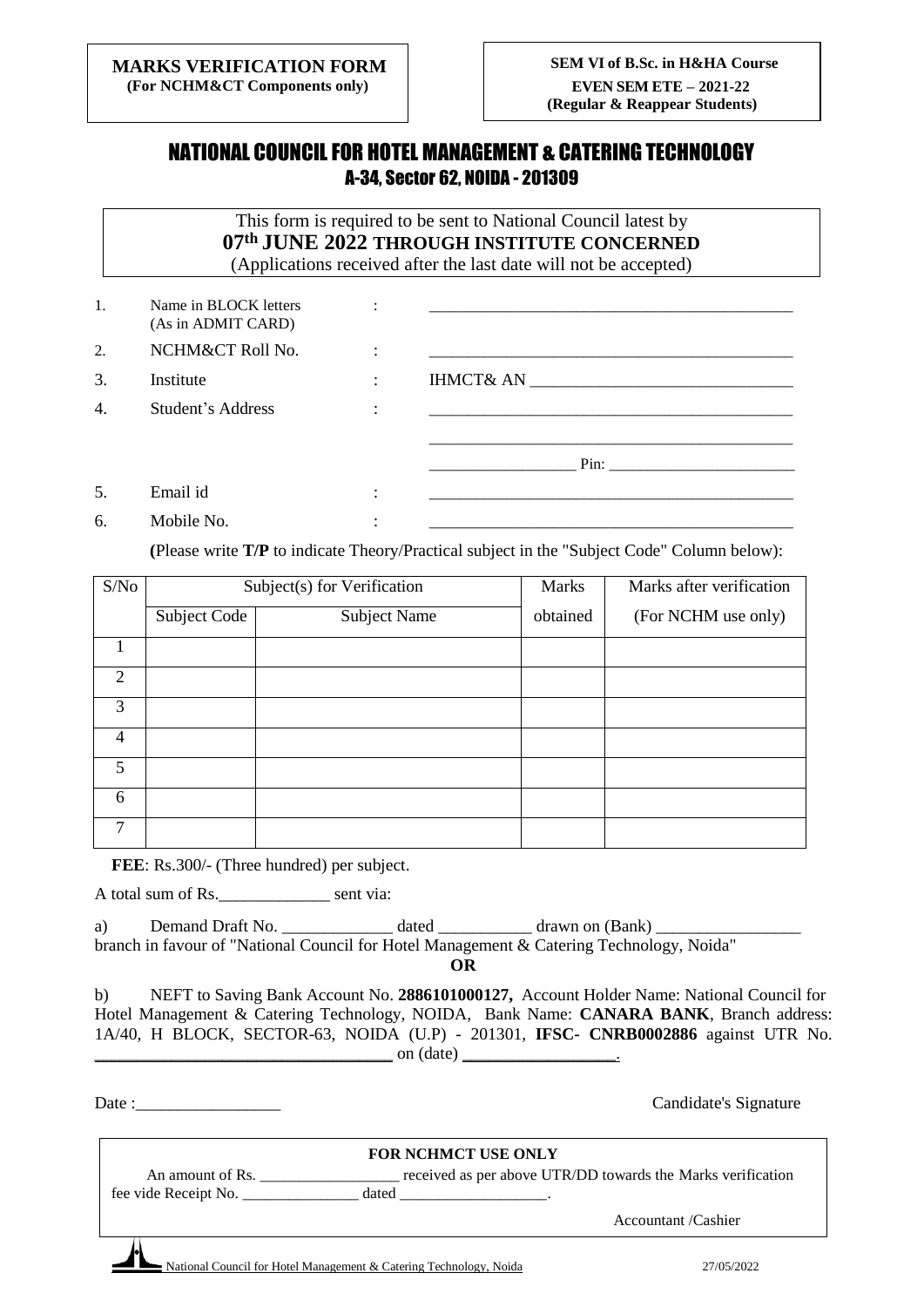**MARKS VERIFICATION FORM**
**(For NCHM&CT Components only)**

**SEM VI of B.Sc. in H&HA Course**
**EVEN SEM ETE – 2021-22**
**(Regular & Reappear Students)**

# NATIONAL COUNCIL FOR HOTEL MANAGEMENT & CATERING TECHNOLOGY

## A-34, Sector 62, NOIDA - 201309

This form is required to be sent to National Council latest by
**07th JUNE 2022 THROUGH INSTITUTE CONCERNED**
(Applications received after the last date will not be accepted)

1. Name in BLOCK letters (As in ADMIT CARD) : ____________________________________________
2. NCHM&CT Roll No. : ____________________________________________
3. Institute : IHMCT& AN ______________________________
4. Student's Address : ____________________________________________
   ____________________________________________
   __________________ Pin: _______________________
5. Email id : ____________________________________________
6. Mobile No. : ____________________________________________

**(**Please write **T/P** to indicate Theory/Practical subject in the "Subject Code" Column below):

| S/No | Subject(s) for Verification | | Marks | Marks after verification |
|---|---|---|---|---|
| | Subject Code | Subject Name | obtained | (For NCHM use only) |
| 1 | | | | |
| 2 | | | | |
| 3 | | | | |
| 4 | | | | |
| 5 | | | | |
| 6 | | | | |
| 7 | | | | |

**FEE**: Rs.300/- (Three hundred) per subject.

A total sum of Rs._____________ sent via:

a) Demand Draft No. _____________ dated ___________ drawn on (Bank) _________________ branch in favour of "National Council for Hotel Management & Catering Technology, Noida"

**OR**

b) NEFT to Saving Bank Account No. **2886101000127,** Account Holder Name: National Council for Hotel Management & Catering Technology, NOIDA, Bank Name: **CANARA BANK**, Branch address: 1A/40, H BLOCK, SECTOR-63, NOIDA (U.P) - 201301, **IFSC- CNRB0002886** against UTR No. __________________________________ on (date) _________________.

Date :_________________ Candidate's Signature

**FOR NCHMCT USE ONLY**

An amount of Rs. _________________ received as per above UTR/DD towards the Marks verification fee vide Receipt No. _______________ dated ___________________.

Accountant /Cashier

National Council for Hotel Management & Catering Technology, Noida 27/05/2022